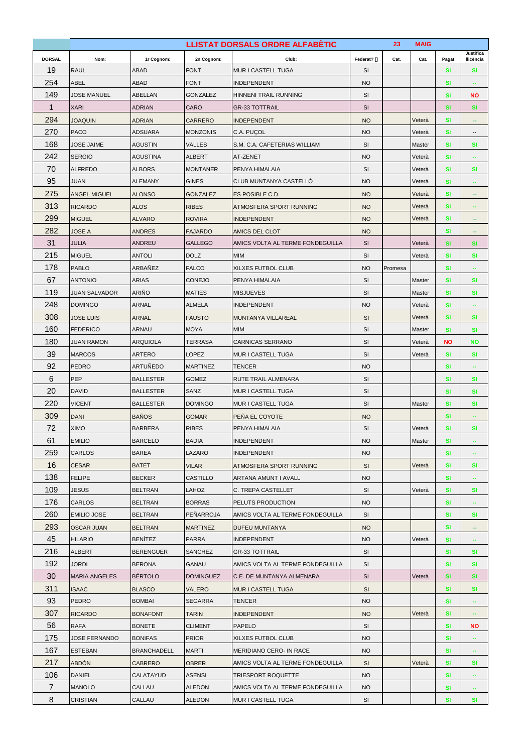| DORSAL | Nom: | 1r Cognom: | 2n Cognom: | Club: | Federat? [] | Cat. | Cat. | Pagat | Justifica llicència |
|---|---|---|---|---|---|---|---|---|---|
| | | | | LLISTAT DORSALS ORDRE ALFABÈTIC | | 23 | MAIG | | |
| 19 | RAUL | ABAD | FONT | MUR I CASTELL TUGA | SI | | | SI | SI |
| 254 | ABEL | ABAD | FONT | INDEPENDENT | NO | | | SI | -- |
| 149 | JOSE MANUEL | ABELLAN | GONZALEZ | HINNENI TRAIL RUNNING | SI | | | SI | NO |
| 1 | XARI | ADRIAN | CARO | GR-33 TOTTRAIL | SI | | | SI | SI |
| 294 | JOAQUIN | ADRIAN | CARRERO | INDEPENDENT | NO | | Veterà | SI | -- |
| 270 | PACO | ADSUARA | MONZONIS | C.A. PUÇOL | NO | | Veterà | SI | -- |
| 168 | JOSE JAIME | AGUSTIN | VALLES | S.M. C.A. CAFETERIAS WILLIAM | SI | | Master | SI | SI |
| 242 | SERGIO | AGUSTINA | ALBERT | AT-ZENET | NO | | Veterà | SI | -- |
| 70 | ALFREDO | ALBORS | MONTANER | PENYA HIMALAIA | SI | | Veterà | SI | SI |
| 95 | JUAN | ALEMANY | GINES | CLUB MUNTANYA CASTELLÓ | NO | | Veterà | SI | -- |
| 275 | ANGEL MIGUEL | ALONSO | GONZALEZ | ES POSIBLE C.D. | NO | | Veterà | SI | -- |
| 313 | RICARDO | ALOS | RIBES | ATMOSFERA SPORT RUNNING | NO | | Veterà | SI | -- |
| 299 | MIGUEL | ALVARO | ROVIRA | INDEPENDENT | NO | | Veterà | SI | -- |
| 282 | JOSE A | ANDRES | FAJARDO | AMICS DEL CLOT | NO | | | SI | -- |
| 31 | JULIA | ANDREU | GALLEGO | AMICS VOLTA AL TERME FONDEGUILLA | SI | | Veterà | SI | SI |
| 215 | MIGUEL | ANTOLI | DOLZ | MIM | SI | | Veterà | SI | SI |
| 178 | PABLO | ARBAÑEZ | FALCO | XILXES FUTBOL CLUB | NO | Promesa | | SI | -- |
| 67 | ANTONIO | ARIAS | CONEJO | PENYA HIMALAIA | SI | | Master | SI | SI |
| 119 | JUAN SALVADOR | ARIÑO | MATIES | MISJUEVES | SI | | Master | SI | SI |
| 248 | DOMINGO | ARNAL | ALMELA | INDEPENDENT | NO | | Veterà | SI | -- |
| 308 | JOSE LUIS | ARNAL | FAUSTO | MUNTANYA VILLAREAL | SI | | Veterà | SI | SI |
| 160 | FEDERICO | ARNAU | MOYA | MIM | SI | | Master | SI | SI |
| 180 | JUAN RAMON | ARQUIOLA | TERRASA | CARNICAS SERRANO | SI | | Veterà | NO | NO |
| 39 | MARCOS | ARTERO | LOPEZ | MUR I CASTELL TUGA | SI | | Veterà | SI | SI |
| 92 | PEDRO | ARTUÑEDO | MARTINEZ | TENCER | NO | | | SI | -- |
| 6 | PEP | BALLESTER | GOMEZ | RUTE TRAIL ALMENARA | SI | | | SI | SI |
| 20 | DAVID | BALLESTER | SANZ | MUR I CASTELL TUGA | SI | | | SI | SI |
| 220 | VICENT | BALLESTER | DOMINGO | MUR I CASTELL TUGA | SI | | Master | SI | SI |
| 309 | DANI | BAÑOS | GOMAR | PEÑA EL COYOTE | NO | | | SI | -- |
| 72 | XIMO | BARBERA | RIBES | PENYA HIMALAIA | SI | | Veterà | SI | SI |
| 61 | EMILIO | BARCELO | BADIA | INDEPENDENT | NO | | Master | SI | -- |
| 259 | CARLOS | BAREA | LAZARO | INDEPENDENT | NO | | | SI | -- |
| 16 | CESAR | BATET | VILAR | ATMOSFERA SPORT RUNNING | SI | | Veterà | SI | SI |
| 138 | FELIPE | BECKER | CASTILLO | ARTANA AMUNT I AVALL | NO | | | SI | -- |
| 109 | JESUS | BELTRAN | LAHOZ | C. TREPA CASTELLET | SI | | Veterà | SI | SI |
| 176 | CARLOS | BELTRAN | BORRAS | PELUTS PRODUCTION | NO | | | SI | -- |
| 260 | EMILIO JOSE | BELTRAN | PEÑARROJA | AMICS VOLTA AL TERME FONDEGUILLA | SI | | | SI | SI |
| 293 | OSCAR JUAN | BELTRAN | MARTINEZ | DUFEU MUNTANYA | NO | | | SI | -- |
| 45 | HILARIO | BENÍTEZ | PARRA | INDEPENDENT | NO | | Veterà | SI | -- |
| 216 | ALBERT | BERENGUER | SANCHEZ | GR-33 TOTTRAIL | SI | | | SI | SI |
| 192 | JORDI | BERONA | GANAU | AMICS VOLTA AL TERME FONDEGUILLA | SI | | | SI | SI |
| 30 | MARIA ANGELES | BÉRTOLO | DOMINGUEZ | C.E. DE MUNTANYA ALMENARA | SI | | Veterà | SI | SI |
| 311 | ISAAC | BLASCO | VALERO | MUR I CASTELL TUGA | SI | | | SI | SI |
| 93 | PEDRO | BOMBAI | SEGARRA | TENCER | NO | | | SI | -- |
| 307 | RICARDO | BONAFONT | TARIN | INDEPENDENT | NO | | Veterà | SI | -- |
| 56 | RAFA | BONETE | CLIMENT | PAPELO | SI | | | SI | NO |
| 175 | JOSE FERNANDO | BONIFAS | PRIOR | XILXES FUTBOL CLUB | NO | | | SI | -- |
| 167 | ESTEBAN | BRANCHADELL | MARTI | MERIDIANO CERO- IN RACE | NO | | | SI | -- |
| 217 | ABDÓN | CABRERO | OBRER | AMICS VOLTA AL TERME FONDEGUILLA | SI | | Veterà | SI | SI |
| 106 | DANIEL | CALATAYUD | ASENSI | TRIESPORT ROQUETTE | NO | | | SI | -- |
| 7 | MANOLO | CALLAU | ALEDON | AMICS VOLTA AL TERME FONDEGUILLA | NO | | | SI | -- |
| 8 | CRISTIAN | CALLAU | ALEDON | MUR I CASTELL TUGA | SI | | | SI | SI |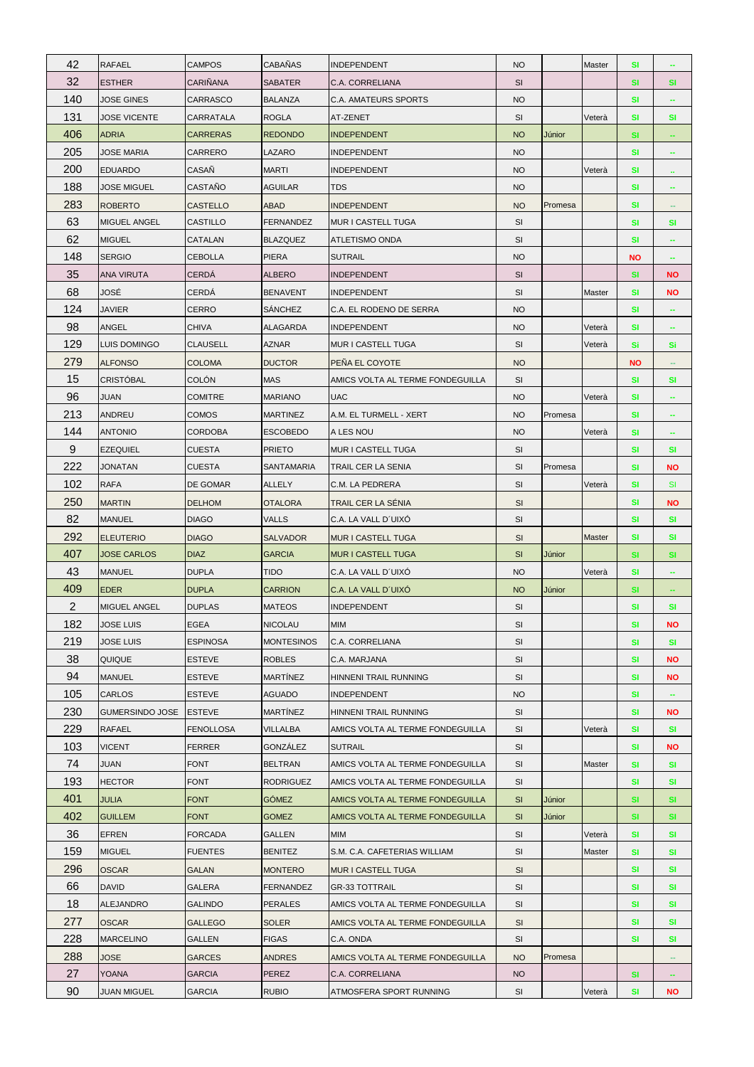| | | | | | | | | | |
|---|---|---|---|---|---|---|---|---|---|
| 42 | RAFAEL | CAMPOS | CABAÑAS | INDEPENDENT | NO | | Master | SI | -- |
| 32 | ESTHER | CARIÑANA | SABATER | C.A. CORRELIANA | SI | | | SI | SI |
| 140 | JOSE GINES | CARRASCO | BALANZA | C.A. AMATEURS SPORTS | NO | | | SI | -- |
| 131 | JOSE VICENTE | CARRATALA | ROGLA | AT-ZENET | SI | | Veterà | SI | SI |
| 406 | ADRIA | CARRERAS | REDONDO | INDEPENDENT | NO | Júnior | | SI | -- |
| 205 | JOSE MARIA | CARRERO | LAZARO | INDEPENDENT | NO | | | SI | -- |
| 200 | EDUARDO | CASAÑ | MARTI | INDEPENDENT | NO | | Veterà | SI | -- |
| 188 | JOSE MIGUEL | CASTAÑO | AGUILAR | TDS | NO | | | SI | -- |
| 283 | ROBERTO | CASTELLO | ABAD | INDEPENDENT | NO | Promesa | | SI | -- |
| 63 | MIGUEL ANGEL | CASTILLO | FERNANDEZ | MUR I CASTELL TUGA | SI | | | SI | SI |
| 62 | MIGUEL | CATALAN | BLAZQUEZ | ATLETISMO ONDA | SI | | | SI | -- |
| 148 | SERGIO | CEBOLLA | PIERA | SUTRAIL | NO | | | NO | -- |
| 35 | ANA VIRUTA | CERDÁ | ALBERO | INDEPENDENT | SI | | | SI | NO |
| 68 | JOSÉ | CERDÁ | BENAVENT | INDEPENDENT | SI | | Master | SI | NO |
| 124 | JAVIER | CERRO | SÁNCHEZ | C.A. EL RODENO DE SERRA | NO | | | SI | -- |
| 98 | ANGEL | CHIVA | ALAGARDA | INDEPENDENT | NO | | Veterà | SI | -- |
| 129 | LUIS DOMINGO | CLAUSELL | AZNAR | MUR I CASTELL TUGA | SI | | Veterà | Si | Si |
| 279 | ALFONSO | COLOMA | DUCTOR | PEÑA EL COYOTE | NO | | | NO | -- |
| 15 | CRISTÓBAL | COLÓN | MAS | AMICS VOLTA AL TERME FONDEGUILLA | SI | | | SI | SI |
| 96 | JUAN | COMITRE | MARIANO | UAC | NO | | Veterà | SI | -- |
| 213 | ANDREU | COMOS | MARTINEZ | A.M. EL TURMELL - XERT | NO | Promesa | | SI | -- |
| 144 | ANTONIO | CORDOBA | ESCOBEDO | A LES NOU | NO | | Veterà | SI | -- |
| 9 | EZEQUIEL | CUESTA | PRIETO | MUR I CASTELL TUGA | SI | | | SI | SI |
| 222 | JONATAN | CUESTA | SANTAMARIA | TRAIL CER LA SENIA | SI | Promesa | | SI | NO |
| 102 | RAFA | DE GOMAR | ALLELY | C.M. LA PEDRERA | SI | | Veterà | SI | SI |
| 250 | MARTIN | DELHOM | OTALORA | TRAIL CER LA SÉNIA | SI | | | SI | NO |
| 82 | MANUEL | DIAGO | VALLS | C.A. LA VALL D´UIXÓ | SI | | | SI | SI |
| 292 | ELEUTERIO | DIAGO | SALVADOR | MUR I CASTELL TUGA | SI | | Master | SI | SI |
| 407 | JOSE CARLOS | DIAZ | GARCIA | MUR I CASTELL TUGA | SI | Júnior | | SI | SI |
| 43 | MANUEL | DUPLA | TIDO | C.A. LA VALL D´UIXÓ | NO | | Veterà | SI | -- |
| 409 | EDER | DUPLA | CARRION | C.A. LA VALL D´UIXÓ | NO | Júnior | | SI | -- |
| 2 | MIGUEL ANGEL | DUPLAS | MATEOS | INDEPENDENT | SI | | | SI | SI |
| 182 | JOSE LUIS | EGEA | NICOLAU | MIM | SI | | | SI | NO |
| 219 | JOSE LUIS | ESPINOSA | MONTESINOS | C.A. CORRELIANA | SI | | | SI | SI |
| 38 | QUIQUE | ESTEVE | ROBLES | C.A. MARJANA | SI | | | SI | NO |
| 94 | MANUEL | ESTEVE | MARTÍNEZ | HINNENI TRAIL RUNNING | SI | | | SI | NO |
| 105 | CARLOS | ESTEVE | AGUADO | INDEPENDENT | NO | | | SI | -- |
| 230 | GUMERSINDO JOSE | ESTEVE | MARTÍNEZ | HINNENI TRAIL RUNNING | SI | | | SI | NO |
| 229 | RAFAEL | FENOLLOSA | VILLALBA | AMICS VOLTA AL TERME FONDEGUILLA | SI | | Veterà | SI | SI |
| 103 | VICENT | FERRER | GONZÁLEZ | SUTRAIL | SI | | | SI | NO |
| 74 | JUAN | FONT | BELTRAN | AMICS VOLTA AL TERME FONDEGUILLA | SI | | Master | SI | SI |
| 193 | HECTOR | FONT | RODRIGUEZ | AMICS VOLTA AL TERME FONDEGUILLA | SI | | | SI | SI |
| 401 | JULIA | FONT | GÓMEZ | AMICS VOLTA AL TERME FONDEGUILLA | SI | Júnior | | SI | SI |
| 402 | GUILLEM | FONT | GOMEZ | AMICS VOLTA AL TERME FONDEGUILLA | SI | Júnior | | SI | SI |
| 36 | EFREN | FORCADA | GALLEN | MIM | SI | | Veterà | SI | SI |
| 159 | MIGUEL | FUENTES | BENITEZ | S.M. C.A. CAFETERIAS WILLIAM | SI | | Master | SI | SI |
| 296 | OSCAR | GALAN | MONTERO | MUR I CASTELL TUGA | SI | | | SI | SI |
| 66 | DAVID | GALERA | FERNANDEZ | GR-33 TOTTRAIL | SI | | | SI | SI |
| 18 | ALEJANDRO | GALINDO | PERALES | AMICS VOLTA AL TERME FONDEGUILLA | SI | | | SI | SI |
| 277 | OSCAR | GALLEGO | SOLER | AMICS VOLTA AL TERME FONDEGUILLA | SI | | | SI | SI |
| 228 | MARCELINO | GALLEN | FIGAS | C.A. ONDA | SI | | | SI | SI |
| 288 | JOSE | GARCES | ANDRES | AMICS VOLTA AL TERME FONDEGUILLA | NO | Promesa | | | -- |
| 27 | YOANA | GARCIA | PEREZ | C.A. CORRELIANA | NO | | | SI | -- |
| 90 | JUAN MIGUEL | GARCIA | RUBIO | ATMOSFERA SPORT RUNNING | SI | | Veterà | SI | NO |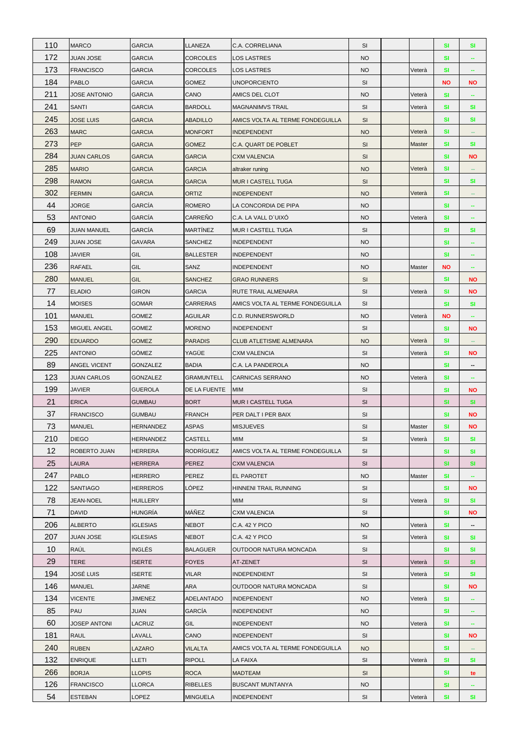| | | | | | | | | | |
|---|---|---|---|---|---|---|---|---|---|
| 110 | MARCO | GARCIA | LLANEZA | C.A. CORRELIANA | SI | | | SI | SI |
| 172 | JUAN JOSE | GARCIA | CORCOLES | LOS LASTRES | NO | | | SI | -- |
| 173 | FRANCISCO | GARCIA | CORCOLES | LOS LASTRES | NO | | Veterà | SI | -- |
| 184 | PABLO | GARCIA | GOMEZ | UNOPORCIENTO | SI | | | NO | NO |
| 211 | JOSE ANTONIO | GARCIA | CANO | AMICS DEL CLOT | NO | | Veterà | SI | -- |
| 241 | SANTI | GARCIA | BARDOLL | MAGNANIMVS TRAIL | SI | | Veterà | SI | SI |
| 245 | JOSE LUIS | GARCIA | ABADILLO | AMICS VOLTA AL TERME FONDEGUILLA | SI | | | SI | SI |
| 263 | MARC | GARCIA | MONFORT | INDEPENDENT | NO | | Veterà | SI | -- |
| 273 | PEP | GARCIA | GOMEZ | C.A. QUART DE POBLET | SI | | Master | SI | SI |
| 284 | JUAN CARLOS | GARCIA | GARCIA | CXM VALENCIA | SI | | | SI | NO |
| 285 | MARIO | GARCIA | GARCIA | altraker runing | NO | | Veterà | SI | -- |
| 298 | RAMON | GARCIA | GARCIA | MUR I CASTELL TUGA | SI | | | SI | SI |
| 302 | FERMIN | GARCIA | ORTIZ | INDEPENDENT | NO | | Veterà | SI | -- |
| 44 | JORGE | GARCÍA | ROMERO | LA CONCORDIA DE PIPA | NO | | | SI | -- |
| 53 | ANTONIO | GARCÍA | CARREÑO | C.A. LA VALL D´UIXÓ | NO | | Veterà | SI | -- |
| 69 | JUAN MANUEL | GARCÍA | MARTÍNEZ | MUR I CASTELL TUGA | SI | | | SI | SI |
| 249 | JUAN JOSE | GAVARA | SANCHEZ | INDEPENDENT | NO | | | SI | -- |
| 108 | JAVIER | GIL | BALLESTER | INDEPENDENT | NO | | | SI | -- |
| 236 | RAFAEL | GIL | SANZ | INDEPENDENT | NO | | Master | NO | -- |
| 280 | MANUEL | GIL | SANCHEZ | GRAO RUNNERS | SI | | | SI | NO |
| 77 | ELADIO | GIRON | GARCIA | RUTE TRAIL ALMENARA | SI | | Veterà | SI | NO |
| 14 | MOISES | GOMAR | CARRERAS | AMICS VOLTA AL TERME FONDEGUILLA | SI | | | SI | SI |
| 101 | MANUEL | GOMEZ | AGUILAR | C.D. RUNNERSWORLD | NO | | Veterà | NO | -- |
| 153 | MIGUEL ANGEL | GOMEZ | MORENO | INDEPENDENT | SI | | | SI | NO |
| 290 | EDUARDO | GOMEZ | PARADIS | CLUB ATLETISME ALMENARA | NO | | Veterà | SI | -- |
| 225 | ANTONIO | GÓMEZ | YAGÜE | CXM VALENCIA | SI | | Veterà | SI | NO |
| 89 | ANGEL VICENT | GONZALEZ | BADIA | C.A. LA PANDEROLA | NO | | | SI | -- |
| 123 | JUAN CARLOS | GONZALEZ | GRAMUNTELL | CARNICAS SERRANO | NO | | Veterà | SI | -- |
| 199 | JAVIER | GUEROLA | DE LA FUENTE | MIM | SI | | | SI | NO |
| 21 | ERICA | GUMBAU | BORT | MUR I CASTELL TUGA | SI | | | SI | SI |
| 37 | FRANCISCO | GUMBAU | FRANCH | PER DALT I PER BAIX | SI | | | SI | NO |
| 73 | MANUEL | HERNANDEZ | ASPAS | MISJUEVES | SI | | Master | SI | NO |
| 210 | DIEGO | HERNANDEZ | CASTELL | MIM | SI | | Veterà | SI | SI |
| 12 | ROBERTO JUAN | HERRERA | RODRÍGUEZ | AMICS VOLTA AL TERME FONDEGUILLA | SI | | | SI | SI |
| 25 | LAURA | HERRERA | PEREZ | CXM VALENCIA | SI | | | SI | SI |
| 247 | PABLO | HERRERO | PEREZ | EL PAROTET | NO | | Master | SI | -- |
| 122 | SANTIAGO | HERREROS | LÓPEZ | HINNENI TRAIL RUNNING | SI | | | SI | NO |
| 78 | JEAN-NOEL | HUILLERY | | MIM | SI | | Veterà | SI | SI |
| 71 | DAVID | HUNGRÍA | MÁÑEZ | CXM VALENCIA | SI | | | SI | NO |
| 206 | ALBERTO | IGLESIAS | NEBOT | C.A. 42 Y PICO | NO | | Veterà | SI | -- |
| 207 | JUAN JOSE | IGLESIAS | NEBOT | C.A. 42 Y PICO | SI | | Veterà | SI | SI |
| 10 | RAÚL | INGLÉS | BALAGUER | OUTDOOR NATURA MONCADA | SI | | | SI | SI |
| 29 | TERE | ISERTE | FOYES | AT-ZENET | SI | | Veterà | SI | SI |
| 194 | JOSÉ LUIS | ISERTE | VILAR | INDEPENDIENT | SI | | Veterà | SI | SI |
| 146 | MANUEL | JARNE | ARA | OUTDOOR NATURA MONCADA | SI | | | SI | NO |
| 134 | VICENTE | JIMENEZ | ADELANTADO | INDEPENDENT | NO | | Veterà | SI | -- |
| 85 | PAU | JUAN | GARCÍA | INDEPENDENT | NO | | | SI | -- |
| 60 | JOSEP ANTONI | LACRUZ | GIL | INDEPENDENT | NO | | Veterà | SI | -- |
| 181 | RAUL | LAVALL | CANO | INDEPENDENT | SI | | | SI | NO |
| 240 | RUBEN | LAZARO | VILALTA | AMICS VOLTA AL TERME FONDEGUILLA | NO | | | SI | -- |
| 132 | ENRIQUE | LLETI | RIPOLL | LA FAIXA | SI | | Veterà | SI | SI |
| 266 | BORJA | LLOPIS | ROCA | MADTEAM | SI | | | SI | te |
| 126 | FRANCISCO | LLORCA | RIBELLES | BUSCANT MUNTANYA | NO | | | SI | -- |
| 54 | ESTEBAN | LOPEZ | MINGUELA | INDEPENDENT | SI | | Veterà | SI | SI |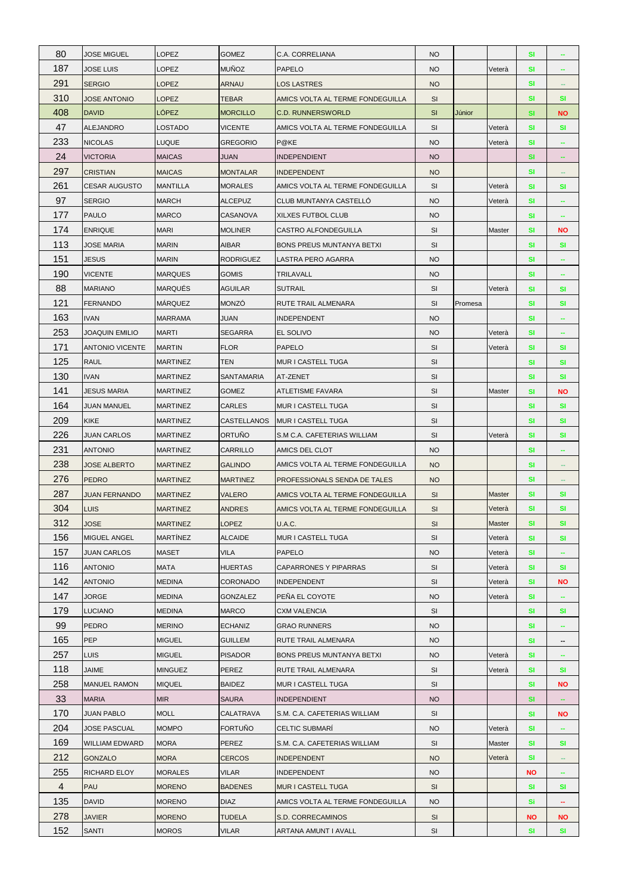| 80 | JOSE MIGUEL | LOPEZ | GOMEZ | C.A. CORRELIANA | NO | | | SI | -- |
|---|---|---|---|---|---|---|---|---|---|
| 187 | JOSE LUIS | LOPEZ | MUÑOZ | PAPELO | NO | | Veterà | SI | -- |
| 291 | SERGIO | LOPEZ | ARNAU | LOS LASTRES | NO | | | SI | -- |
| 310 | JOSE ANTONIO | LOPEZ | TEBAR | AMICS VOLTA AL TERME FONDEGUILLA | SI | | | SI | SI |
| 408 | DAVID | LÓPEZ | MORCILLO | C.D. RUNNERSWORLD | SI | Júnior | | SI | NO |
| 47 | ALEJANDRO | LOSTADO | VICENTE | AMICS VOLTA AL TERME FONDEGUILLA | SI | | Veterà | SI | SI |
| 233 | NICOLAS | LUQUE | GREGORIO | P@KE | NO | | Veterà | SI | -- |
| 24 | VICTORIA | MAICAS | JUAN | INDEPENDIENT | NO | | | SI | -- |
| 297 | CRISTIAN | MAICAS | MONTALAR | INDEPENDIENT | NO | | | SI | -- |
| 261 | CESAR AUGUSTO | MANTILLA | MORALES | AMICS VOLTA AL TERME FONDEGUILLA | SI | | Veterà | SI | SI |
| 97 | SERGIO | MARCH | ALCEPUZ | CLUB MUNTANYA CASTELLÓ | NO | | Veterà | SI | -- |
| 177 | PAULO | MARCO | CASANOVA | XILXES FUTBOL CLUB | NO | | | SI | -- |
| 174 | ENRIQUE | MARI | MOLINER | CASTRO ALFONDEGUILLA | SI | | Master | SI | NO |
| 113 | JOSE MARIA | MARIN | AIBAR | BONS PREUS MUNTANYA BETXI | SI | | | SI | SI |
| 151 | JESUS | MARIN | RODRIGUEZ | LASTRA PERO AGARRA | NO | | | SI | -- |
| 190 | VICENTE | MARQUES | GOMIS | TRILAVALL | NO | | | SI | -- |
| 88 | MARIANO | MARQUÉS | AGUILAR | SUTRAIL | SI | | Veterà | SI | SI |
| 121 | FERNANDO | MÁRQUEZ | MONZÓ | RUTE TRAIL ALMENARA | SI | Promesa | | SI | SI |
| 163 | IVAN | MARRAMA | JUAN | INDEPENDIENT | NO | | | SI | -- |
| 253 | JOAQUIN EMILIO | MARTI | SEGARRA | EL SOLIVO | NO | | Veterà | SI | -- |
| 171 | ANTONIO VICENTE | MARTIN | FLOR | PAPELO | SI | | Veterà | SI | SI |
| 125 | RAUL | MARTINEZ | TEN | MUR I CASTELL TUGA | SI | | | SI | SI |
| 130 | IVAN | MARTINEZ | SANTAMARIA | AT-ZENET | SI | | | SI | SI |
| 141 | JESUS MARIA | MARTINEZ | GOMEZ | ATLETISME FAVARA | SI | | Master | SI | NO |
| 164 | JUAN MANUEL | MARTINEZ | CARLES | MUR I CASTELL TUGA | SI | | | SI | SI |
| 209 | KIKE | MARTINEZ | CASTELLANOS | MUR I CASTELL TUGA | SI | | | SI | SI |
| 226 | JUAN CARLOS | MARTINEZ | ORTUÑO | S.M C.A. CAFETERIAS WILLIAM | SI | | Veterà | SI | SI |
| 231 | ANTONIO | MARTINEZ | CARRILLO | AMICS DEL CLOT | NO | | | SI | -- |
| 238 | JOSE ALBERTO | MARTINEZ | GALINDO | AMICS VOLTA AL TERME FONDEGUILLA | NO | | | SI | -- |
| 276 | PEDRO | MARTINEZ | MARTINEZ | PROFESSIONALS SENDA DE TALES | NO | | | SI | -- |
| 287 | JUAN FERNANDO | MARTINEZ | VALERO | AMICS VOLTA AL TERME FONDEGUILLA | SI | | Master | SI | SI |
| 304 | LUIS | MARTINEZ | ANDRES | AMICS VOLTA AL TERME FONDEGUILLA | SI | | Veterà | SI | SI |
| 312 | JOSE | MARTINEZ | LOPEZ | U.A.C. | SI | | Master | SI | SI |
| 156 | MIGUEL ANGEL | MARTÍNEZ | ALCAIDE | MUR I CASTELL TUGA | SI | | Veterà | SI | SI |
| 157 | JUAN CARLOS | MASET | VILA | PAPELO | NO | | Veterà | SI | -- |
| 116 | ANTONIO | MATA | HUERTAS | CAPARRONES Y PIPARRAS | SI | | Veterà | SI | SI |
| 142 | ANTONIO | MEDINA | CORONADO | INDEPENDIENT | SI | | Veterà | SI | NO |
| 147 | JORGE | MEDINA | GONZALEZ | PEÑA EL COYOTE | NO | | Veterà | SI | -- |
| 179 | LUCIANO | MEDINA | MARCO | CXM VALENCIA | SI | | | SI | SI |
| 99 | PEDRO | MERINO | ECHANIZ | GRAO RUNNERS | NO | | | SI | -- |
| 165 | PEP | MIGUEL | GUILLEM | RUTE TRAIL ALMENARA | NO | | | SI | -- |
| 257 | LUIS | MIGUEL | PISADOR | BONS PREUS MUNTANYA BETXI | NO | | Veterà | SI | -- |
| 118 | JAIME | MINGUEZ | PEREZ | RUTE TRAIL ALMENARA | SI | | Veterà | SI | SI |
| 258 | MANUEL RAMON | MIQUEL | BAIDEZ | MUR I CASTELL TUGA | SI | | | SI | NO |
| 33 | MARIA | MIR | SAURA | INDEPENDIENT | NO | | | SI | -- |
| 170 | JUAN PABLO | MOLL | CALATRAVA | S.M. C.A. CAFETERIAS WILLIAM | SI | | | SI | NO |
| 204 | JOSE PASCUAL | MOMPO | FORTUÑO | CELTIC SUBMARÍ | NO | | Veterà | SI | -- |
| 169 | WILLIAM EDWARD | MORA | PEREZ | S.M. C.A. CAFETERIAS WILLIAM | SI | | Master | SI | SI |
| 212 | GONZALO | MORA | CERCOS | INDEPENDIENT | NO | | Veterà | SI | -- |
| 255 | RICHARD ELOY | MORALES | VILAR | INDEPENDIENT | NO | | | NO | -- |
| 4 | PAU | MORENO | BADENES | MUR I CASTELL TUGA | SI | | | SI | SI |
| 135 | DAVID | MORENO | DIAZ | AMICS VOLTA AL TERME FONDEGUILLA | NO | | | SI | -- |
| 278 | JAVIER | MORENO | TUDELA | S.D. CORRECAMINOS | SI | | | NO | NO |
| 152 | SANTI | MOROS | VILAR | ARTANA AMUNT I AVALL | SI | | | SI | SI |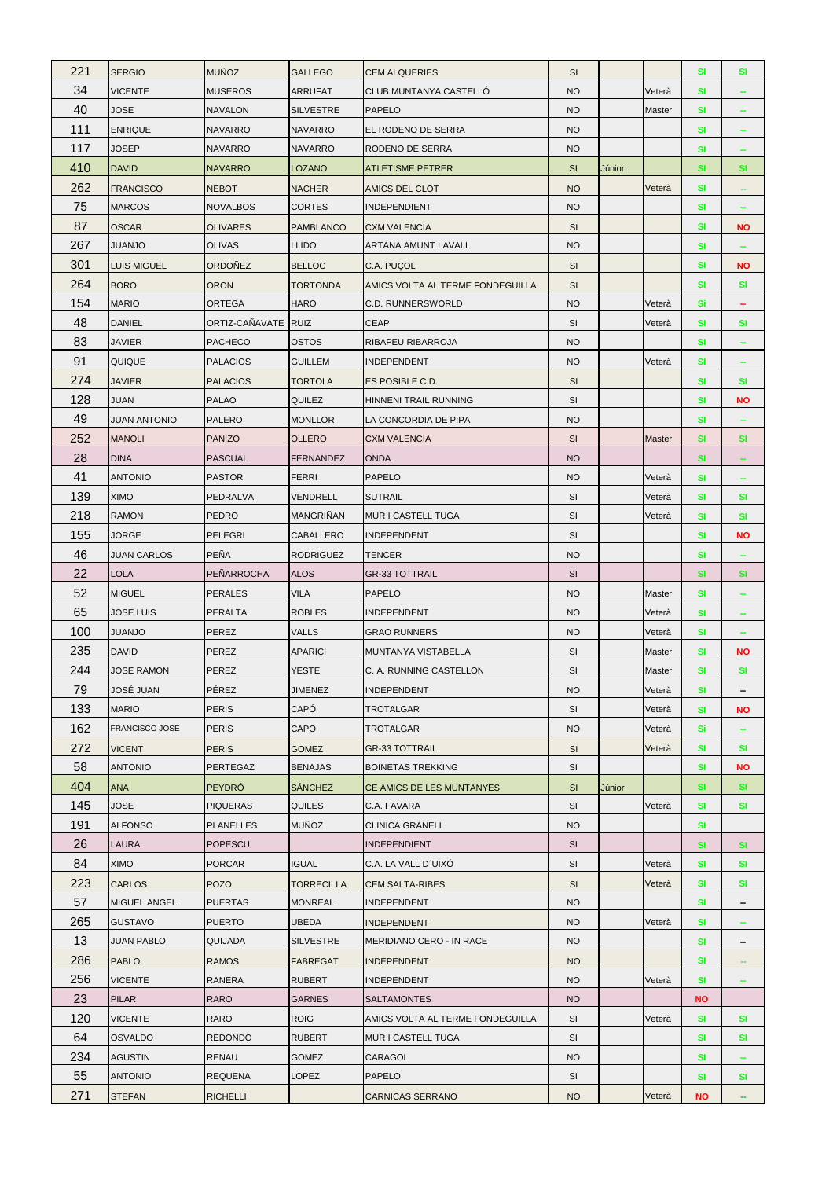| | | | | | | | | | |
|---|---|---|---|---|---|---|---|---|---|
| 221 | SERGIO | MUÑOZ | GALLEGO | CEM ALQUERIES | SI | | | SI | SI |
| 34 | VICENTE | MUSEROS | ARRUFAT | CLUB MUNTANYA CASTELLÓ | NO | | Veterà | SI | -- |
| 40 | JOSE | NAVALON | SILVESTRE | PAPELO | NO | | Master | SI | -- |
| 111 | ENRIQUE | NAVARRO | NAVARRO | EL RODENO DE SERRA | NO | | | SI | -- |
| 117 | JOSEP | NAVARRO | NAVARRO | RODENO DE SERRA | NO | | | SI | -- |
| 410 | DAVID | NAVARRO | LOZANO | ATLETISME PETRER | SI | Júnior | | SI | SI |
| 262 | FRANCISCO | NEBOT | NACHER | AMICS DEL CLOT | NO | | Veterà | SI | -- |
| 75 | MARCOS | NOVALBOS | CORTES | INDEPENDIENT | NO | | | SI | -- |
| 87 | OSCAR | OLIVARES | PAMBLANCO | CXM VALENCIA | SI | | | SI | NO |
| 267 | JUANJO | OLIVAS | LLIDO | ARTANA AMUNT I AVALL | NO | | | SI | -- |
| 301 | LUIS MIGUEL | ORDOÑEZ | BELLOC | C.A. PUÇOL | SI | | | SI | NO |
| 264 | BORO | ORON | TORTONDA | AMICS VOLTA AL TERME FONDEGUILLA | SI | | | SI | SI |
| 154 | MARIO | ORTEGA | HARO | C.D. RUNNERSWORLD | NO | | Veterà | SI | -- |
| 48 | DANIEL | ORTIZ-CAÑAVATE | RUIZ | CEAP | SI | | Veterà | SI | SI |
| 83 | JAVIER | PACHECO | OSTOS | RIBAPEU RIBARROJA | NO | | | SI | -- |
| 91 | QUIQUE | PALACIOS | GUILLEM | INDEPENDIENT | NO | | Veterà | SI | -- |
| 274 | JAVIER | PALACIOS | TORTOLA | ES POSIBLE C.D. | SI | | | SI | SI |
| 128 | JUAN | PALAO | QUILEZ | HINNENI TRAIL RUNNING | SI | | | SI | NO |
| 49 | JUAN ANTONIO | PALERO | MONLLOR | LA CONCORDIA DE PIPA | NO | | | SI | -- |
| 252 | MANOLI | PANIZO | OLLERO | CXM VALENCIA | SI | | Master | SI | SI |
| 28 | DINA | PASCUAL | FERNANDEZ | ONDA | NO | | | SI | -- |
| 41 | ANTONIO | PASTOR | FERRI | PAPELO | NO | | Veterà | SI | -- |
| 139 | XIMO | PEDRALVA | VENDRELL | SUTRAIL | SI | | Veterà | SI | SI |
| 218 | RAMON | PEDRO | MANGRIÑAN | MUR I CASTELL TUGA | SI | | Veterà | SI | SI |
| 155 | JORGE | PELEGRI | CABALLERO | INDEPENDIENT | SI | | | SI | NO |
| 46 | JUAN CARLOS | PEÑA | RODRIGUEZ | TENCER | NO | | | SI | -- |
| 22 | LOLA | PEÑARROCHA | ALOS | GR-33 TOTTRAIL | SI | | | SI | SI |
| 52 | MIGUEL | PERALES | VILA | PAPELO | NO | | Master | SI | -- |
| 65 | JOSE LUIS | PERALTA | ROBLES | INDEPENDIENT | NO | | Veterà | SI | -- |
| 100 | JUANJO | PEREZ | VALLS | GRAO RUNNERS | NO | | Veterà | SI | -- |
| 235 | DAVID | PEREZ | APARICI | MUNTANYA VISTABELLA | SI | | Master | SI | NO |
| 244 | JOSE RAMON | PEREZ | YESTE | C. A. RUNNING CASTELLON | SI | | Master | SI | SI |
| 79 | JOSÉ JUAN | PÉREZ | JIMENEZ | INDEPENDIENT | NO | | Veterà | SI | -- |
| 133 | MARIO | PERIS | CAPÓ | TROTALGAR | SI | | Veterà | SI | NO |
| 162 | FRANCISCO JOSE | PERIS | CAPO | TROTALGAR | NO | | Veterà | SI | -- |
| 272 | VICENT | PERIS | GOMEZ | GR-33 TOTTRAIL | SI | | Veterà | SI | SI |
| 58 | ANTONIO | PERTEGAZ | BENAJAS | BOINETAS TREKKING | SI | | | SI | NO |
| 404 | ANA | PEYDRÓ | SÁNCHEZ | CE AMICS DE LES MUNTANYES | SI | Júnior | | SI | SI |
| 145 | JOSE | PIQUERAS | QUILES | C.A. FAVARA | SI | | Veterà | SI | SI |
| 191 | ALFONSO | PLANELLES | MUÑOZ | CLINICA GRANELL | NO | | | SI | |
| 26 | LAURA | POPESCU | | INDEPENDIENT | SI | | | SI | SI |
| 84 | XIMO | PORCAR | IGUAL | C.A. LA VALL D´UIXÓ | SI | | Veterà | SI | SI |
| 223 | CARLOS | POZO | TORRECILLA | CEM SALTA-RIBES | SI | | Veterà | SI | SI |
| 57 | MIGUEL ANGEL | PUERTAS | MONREAL | INDEPENDIENT | NO | | | SI | -- |
| 265 | GUSTAVO | PUERTO | UBEDA | INDEPENDIENT | NO | | Veterà | SI | -- |
| 13 | JUAN PABLO | QUIJADA | SILVESTRE | MERIDIANO CERO - IN RACE | NO | | | SI | -- |
| 286 | PABLO | RAMOS | FABREGAT | INDEPENDIENT | NO | | | SI | -- |
| 256 | VICENTE | RANERA | RUBERT | INDEPENDIENT | NO | | Veterà | SI | -- |
| 23 | PILAR | RARO | GARNES | SALTAMONTES | NO | | | NO | |
| 120 | VICENTE | RARO | ROIG | AMICS VOLTA AL TERME FONDEGUILLA | SI | | Veterà | SI | SI |
| 64 | OSVALDO | REDONDO | RUBERT | MUR I CASTELL TUGA | SI | | | SI | SI |
| 234 | AGUSTIN | RENAU | GOMEZ | CARAGOL | NO | | | SI | -- |
| 55 | ANTONIO | REQUENA | LOPEZ | PAPELO | SI | | | SI | SI |
| 271 | STEFAN | RICHELLI | | CARNICAS SERRANO | NO | | Veterà | NO | -- |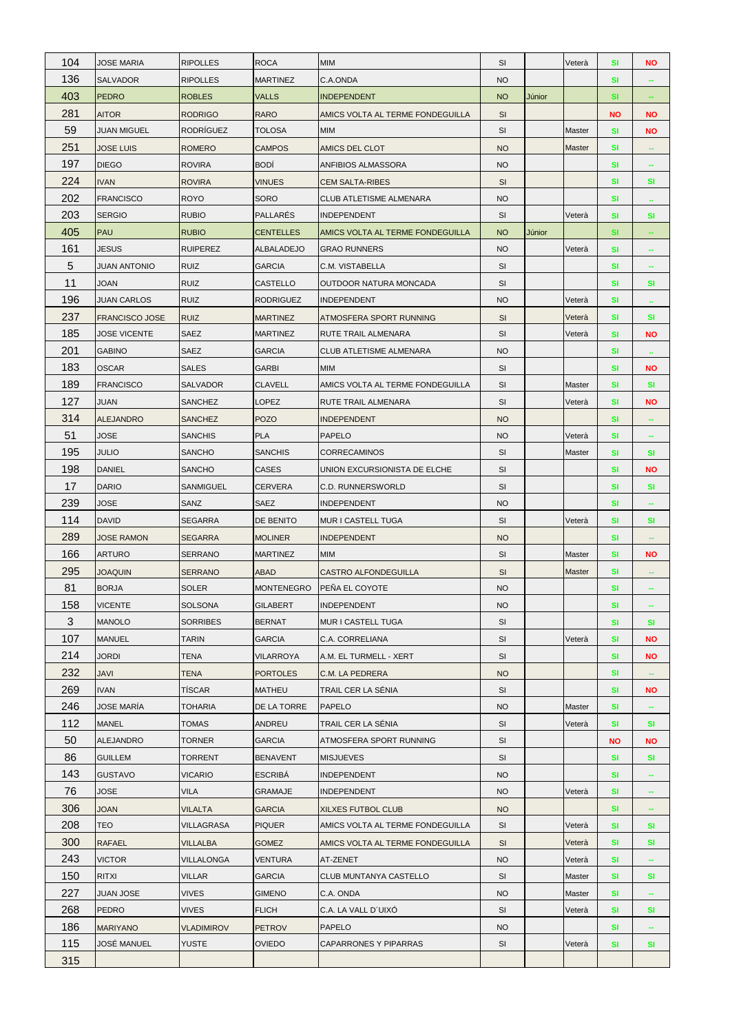| | | | | | | | | | |
|---|---|---|---|---|---|---|---|---|---|
| 104 | JOSE MARIA | RIPOLLES | ROCA | MIM | SI | | Veterà | SI | NO |
| 136 | SALVADOR | RIPOLLES | MARTINEZ | C.A.ONDA | NO | | | SI | -- |
| 403 | PEDRO | ROBLES | VALLS | INDEPENDENT | NO | Júnior | | SI | -- |
| 281 | AITOR | RODRIGO | RARO | AMICS VOLTA AL TERME FONDEGUILLA | SI | | | NO | NO |
| 59 | JUAN MIGUEL | RODRÍGUEZ | TOLOSA | MIM | SI | | Master | SI | NO |
| 251 | JOSE LUIS | ROMERO | CAMPOS | AMICS DEL CLOT | NO | | Master | SI | -- |
| 197 | DIEGO | ROVIRA | BODÍ | ANFIBIOS ALMASSORA | NO | | | SI | -- |
| 224 | IVAN | ROVIRA | VINUES | CEM SALTA-RIBES | SI | | | SI | SI |
| 202 | FRANCISCO | ROYO | SORO | CLUB ATLETISME ALMENARA | NO | | | SI | -- |
| 203 | SERGIO | RUBIO | PALLARÉS | INDEPENDENT | SI | | Veterà | SI | SI |
| 405 | PAU | RUBIO | CENTELLES | AMICS VOLTA AL TERME FONDEGUILLA | NO | Júnior | | SI | -- |
| 161 | JESUS | RUIPEREZ | ALBALADEJO | GRAO RUNNERS | NO | | Veterà | SI | -- |
| 5 | JUAN ANTONIO | RUIZ | GARCIA | C.M. VISTABELLA | SI | | | SI | -- |
| 11 | JOAN | RUIZ | CASTELLO | OUTDOOR NATURA MONCADA | SI | | | SI | SI |
| 196 | JUAN CARLOS | RUIZ | RODRIGUEZ | INDEPENDENT | NO | | Veterà | SI | -- |
| 237 | FRANCISCO JOSE | RUIZ | MARTINEZ | ATMOSFERA SPORT RUNNING | SI | | Veterà | SI | SI |
| 185 | JOSE VICENTE | SAEZ | MARTINEZ | RUTE TRAIL ALMENARA | SI | | Veterà | SI | NO |
| 201 | GABINO | SAEZ | GARCIA | CLUB ATLETISME ALMENARA | NO | | | SI | -- |
| 183 | OSCAR | SALES | GARBI | MIM | SI | | | SI | NO |
| 189 | FRANCISCO | SALVADOR | CLAVELL | AMICS VOLTA AL TERME FONDEGUILLA | SI | | Master | SI | SI |
| 127 | JUAN | SANCHEZ | LOPEZ | RUTE TRAIL ALMENARA | SI | | Veterà | SI | NO |
| 314 | ALEJANDRO | SANCHEZ | POZO | INDEPENDENT | NO | | | SI | -- |
| 51 | JOSE | SANCHIS | PLA | PAPELO | NO | | Veterà | SI | -- |
| 195 | JULIO | SANCHO | SANCHIS | CORRECAMINOS | SI | | Master | SI | SI |
| 198 | DANIEL | SANCHO | CASES | UNION EXCURSIONISTA DE ELCHE | SI | | | SI | NO |
| 17 | DARIO | SANMIGUEL | CERVERA | C.D. RUNNERSWORLD | SI | | | SI | SI |
| 239 | JOSE | SANZ | SAEZ | INDEPENDENT | NO | | | SI | -- |
| 114 | DAVID | SEGARRA | DE BENITO | MUR I CASTELL TUGA | SI | | Veterà | SI | SI |
| 289 | JOSE RAMON | SEGARRA | MOLINER | INDEPENDENT | NO | | | SI | -- |
| 166 | ARTURO | SERRANO | MARTINEZ | MIM | SI | | Master | SI | NO |
| 295 | JOAQUIN | SERRANO | ABAD | CASTRO ALFONDEGUILLA | SI | | Master | SI | -- |
| 81 | BORJA | SOLER | MONTENEGRO | PEÑA EL COYOTE | NO | | | SI | -- |
| 158 | VICENTE | SOLSONA | GILABERT | INDEPENDENT | NO | | | SI | -- |
| 3 | MANOLO | SORRIBES | BERNAT | MUR I CASTELL TUGA | SI | | | SI | SI |
| 107 | MANUEL | TARIN | GARCIA | C.A. CORRELIANA | SI | | Veterà | SI | NO |
| 214 | JORDI | TENA | VILARROYA | A.M. EL TURMELL - XERT | SI | | | SI | NO |
| 232 | JAVI | TENA | PORTOLES | C.M. LA PEDRERA | NO | | | SI | -- |
| 269 | IVAN | TÍSCAR | MATHEU | TRAIL CER LA SÉNIA | SI | | | SI | NO |
| 246 | JOSE MARÍA | TOHARIA | DE LA TORRE | PAPELO | NO | | Master | SI | -- |
| 112 | MANEL | TOMAS | ANDREU | TRAIL CER LA SÉNIA | SI | | Veterà | SI | SI |
| 50 | ALEJANDRO | TORNER | GARCIA | ATMOSFERA SPORT RUNNING | SI | | | NO | NO |
| 86 | GUILLEM | TORRENT | BENAVENT | MISJUEVES | SI | | | SI | SI |
| 143 | GUSTAVO | VICARIO | ESCRIBÁ | INDEPENDENT | NO | | | SI | -- |
| 76 | JOSE | VILA | GRAMAJE | INDEPENDENT | NO | | Veterà | SI | -- |
| 306 | JOAN | VILALTA | GARCIA | XILXES FUTBOL CLUB | NO | | | SI | -- |
| 208 | TEO | VILLAGRASA | PIQUER | AMICS VOLTA AL TERME FONDEGUILLA | SI | | Veterà | SI | SI |
| 300 | RAFAEL | VILLALBA | GOMEZ | AMICS VOLTA AL TERME FONDEGUILLA | SI | | Veterà | SI | SI |
| 243 | VICTOR | VILLALONGA | VENTURA | AT-ZENET | NO | | Veterà | SI | -- |
| 150 | RITXI | VILLAR | GARCIA | CLUB MUNTANYA CASTELLO | SI | | Master | SI | SI |
| 227 | JUAN JOSE | VIVES | GIMENO | C.A. ONDA | NO | | Master | SI | -- |
| 268 | PEDRO | VIVES | FLICH | C.A. LA VALL D´UIXÓ | SI | | Veterà | SI | SI |
| 186 | MARIYANO | VLADIMIROV | PETROV | PAPELO | NO | | | SI | -- |
| 115 | JOSÉ MANUEL | YUSTE | OVIEDO | CAPARRONES Y PIPARRAS | SI | | Veterà | SI | SI |
| 315 | | | | | | | | | |